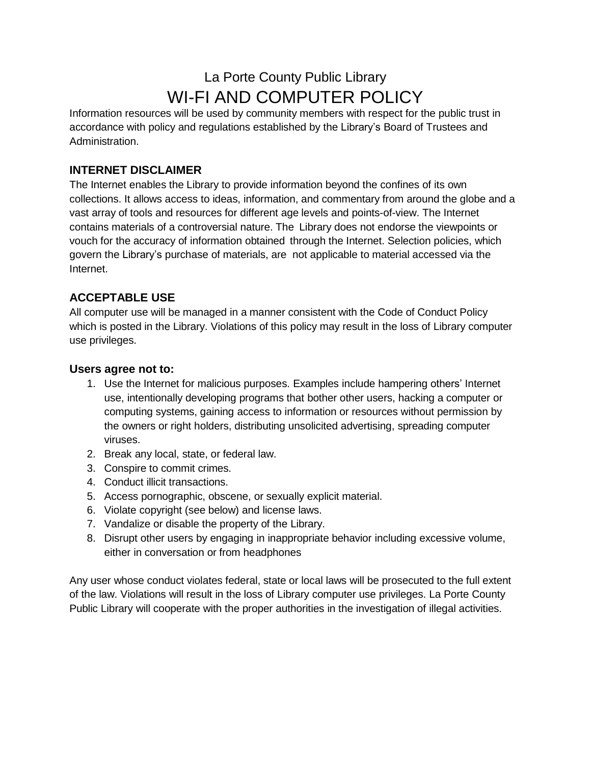# La Porte County Public Library

# WI-FI AND COMPUTER POLICY

Information resources will be used by community members with respect for the public trust in accordance with policy and regulations established by the Library's Board of Trustees and Administration.

## INTERNET DISCLAIMER

The Internet enables the Library to provide information beyond the confines of its own collections. It allows access to ideas, information, and commentary from around the globe and a vast array of tools and resources for different age levels and points-of-view. The Internet contains materials of a controversial nature. The Library does not endorse the viewpoints or vouch for the accuracy of information obtained through the Internet. Selection policies, which govern the Library's purchase of materials, are not applicable to material accessed via the Internet.

## ACCEPTABLE USE

All computer use will be managed in a manner consistent with the Code of Conduct Policy which is posted in the Library. Violations of this policy may result in the loss of Library computer use privileges.

### Users agree not to:

1. Use the Internet for malicious purposes. Examples include hampering others' Internet use, intentionally developing programs that bother other users, hacking a computer or computing systems, gaining access to information or resources without permission by the owners or right holders, distributing unsolicited advertising, spreading computer viruses.
2. Break any local, state, or federal law.
3. Conspire to commit crimes.
4. Conduct illicit transactions.
5. Access pornographic, obscene, or sexually explicit material.
6. Violate copyright (see below) and license laws.
7. Vandalize or disable the property of the Library.
8. Disrupt other users by engaging in inappropriate behavior including excessive volume, either in conversation or from headphones

Any user whose conduct violates federal, state or local laws will be prosecuted to the full extent of the law. Violations will result in the loss of Library computer use privileges. La Porte County Public Library will cooperate with the proper authorities in the investigation of illegal activities.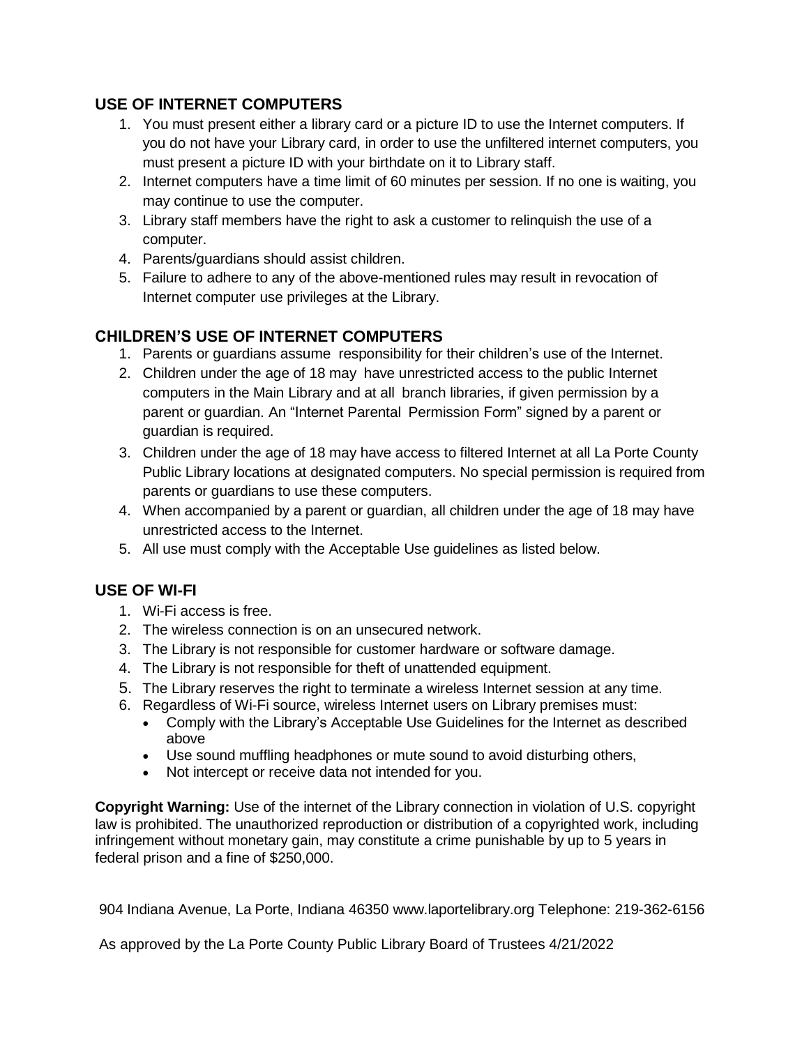## USE OF INTERNET COMPUTERS

1. You must present either a library card or a picture ID to use the Internet computers. If you do not have your Library card, in order to use the unfiltered internet computers, you must present a picture ID with your birthdate on it to Library staff.
2. Internet computers have a time limit of 60 minutes per session. If no one is waiting, you may continue to use the computer.
3. Library staff members have the right to ask a customer to relinquish the use of a computer.
4. Parents/guardians should assist children.
5. Failure to adhere to any of the above-mentioned rules may result in revocation of Internet computer use privileges at the Library.

## CHILDREN'S USE OF INTERNET COMPUTERS

1. Parents or guardians assume responsibility for their children's use of the Internet.
2. Children under the age of 18 may have unrestricted access to the public Internet computers in the Main Library and at all branch libraries, if given permission by a parent or guardian. An "Internet Parental Permission Form" signed by a parent or guardian is required.
3. Children under the age of 18 may have access to filtered Internet at all La Porte County Public Library locations at designated computers. No special permission is required from parents or guardians to use these computers.
4. When accompanied by a parent or guardian, all children under the age of 18 may have unrestricted access to the Internet.
5. All use must comply with the Acceptable Use guidelines as listed below.

## USE OF WI-FI

1. Wi-Fi access is free.
2. The wireless connection is on an unsecured network.
3. The Library is not responsible for customer hardware or software damage.
4. The Library is not responsible for theft of unattended equipment.
5. The Library reserves the right to terminate a wireless Internet session at any time.
6. Regardless of Wi-Fi source, wireless Internet users on Library premises must:
   - Comply with the Library's Acceptable Use Guidelines for the Internet as described above
   - Use sound muffling headphones or mute sound to avoid disturbing others,
   - Not intercept or receive data not intended for you.

**Copyright Warning:** Use of the internet of the Library connection in violation of U.S. copyright law is prohibited. The unauthorized reproduction or distribution of a copyrighted work, including infringement without monetary gain, may constitute a crime punishable by up to 5 years in federal prison and a fine of $250,000.

904 Indiana Avenue, La Porte, Indiana 46350 www.laportelibrary.org Telephone: 219-362-6156

As approved by the La Porte County Public Library Board of Trustees 4/21/2022